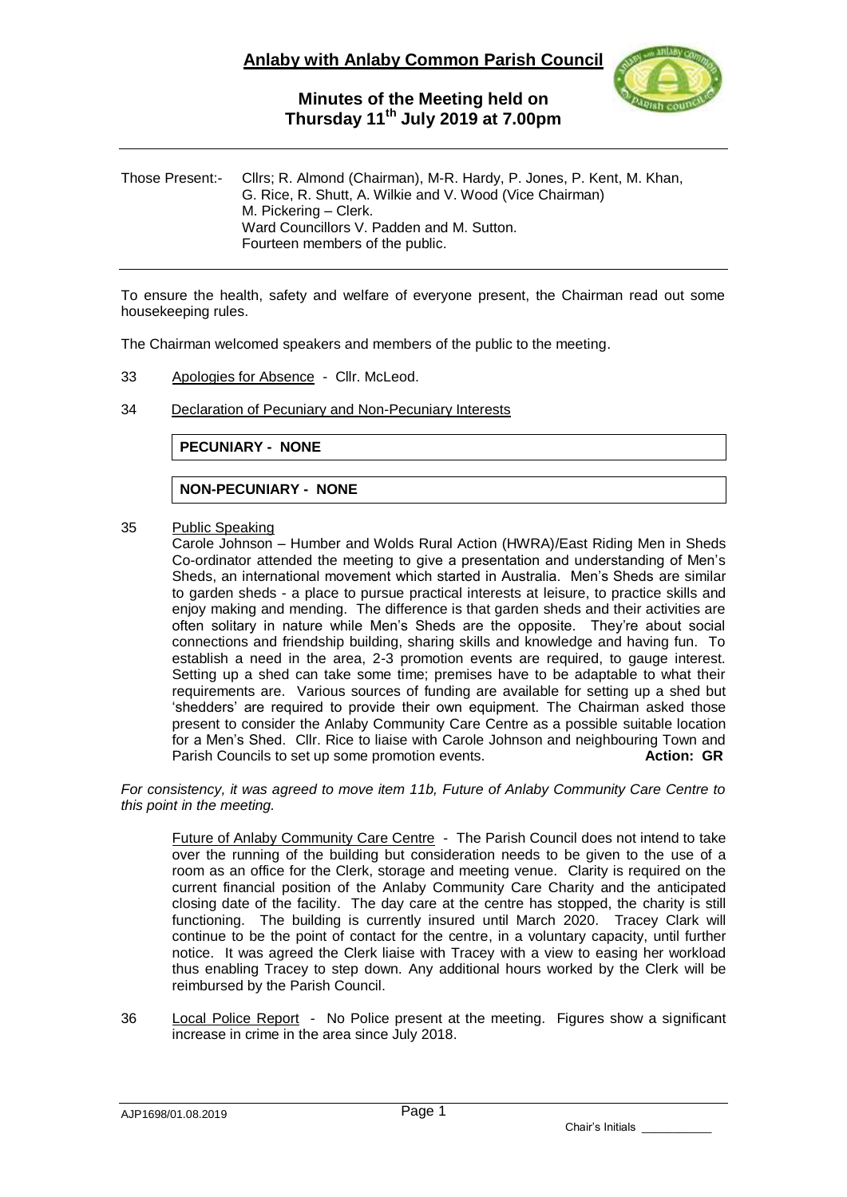# Anlaby with Anlaby Common Parish Council

## Minutes of the Meeting held on Thursday 11th July 2019 at 7.00pm

Those Present:- Cllrs; R. Almond (Chairman), M-R. Hardy, P. Jones, P. Kent, M. Khan, G. Rice, R. Shutt, A. Wilkie and V. Wood (Vice Chairman)
M. Pickering – Clerk.
Ward Councillors V. Padden and M. Sutton.
Fourteen members of the public.

To ensure the health, safety and welfare of everyone present, the Chairman read out some housekeeping rules.

The Chairman welcomed speakers and members of the public to the meeting.

33 Apologies for Absence - Cllr. McLeod.

34 Declaration of Pecuniary and Non-Pecuniary Interests

**PECUNIARY - NONE**

**NON-PECUNIARY - NONE**

35 Public Speaking

Carole Johnson – Humber and Wolds Rural Action (HWRA)/East Riding Men in Sheds Co-ordinator attended the meeting to give a presentation and understanding of Men's Sheds, an international movement which started in Australia. Men's Sheds are similar to garden sheds - a place to pursue practical interests at leisure, to practice skills and enjoy making and mending. The difference is that garden sheds and their activities are often solitary in nature while Men's Sheds are the opposite. They're about social connections and friendship building, sharing skills and knowledge and having fun. To establish a need in the area, 2-3 promotion events are required, to gauge interest. Setting up a shed can take some time; premises have to be adaptable to what their requirements are. Various sources of funding are available for setting up a shed but 'shedders' are required to provide their own equipment. The Chairman asked those present to consider the Anlaby Community Care Centre as a possible suitable location for a Men's Shed. Cllr. Rice to liaise with Carole Johnson and neighbouring Town and Parish Councils to set up some promotion events. **Action: GR**

*For consistency, it was agreed to move item 11b, Future of Anlaby Community Care Centre to this point in the meeting.*

Future of Anlaby Community Care Centre - The Parish Council does not intend to take over the running of the building but consideration needs to be given to the use of a room as an office for the Clerk, storage and meeting venue. Clarity is required on the current financial position of the Anlaby Community Care Charity and the anticipated closing date of the facility. The day care at the centre has stopped, the charity is still functioning. The building is currently insured until March 2020. Tracey Clark will continue to be the point of contact for the centre, in a voluntary capacity, until further notice. It was agreed the Clerk liaise with Tracey with a view to easing her workload thus enabling Tracey to step down. Any additional hours worked by the Clerk will be reimbursed by the Parish Council.

36 Local Police Report - No Police present at the meeting. Figures show a significant increase in crime in the area since July 2018.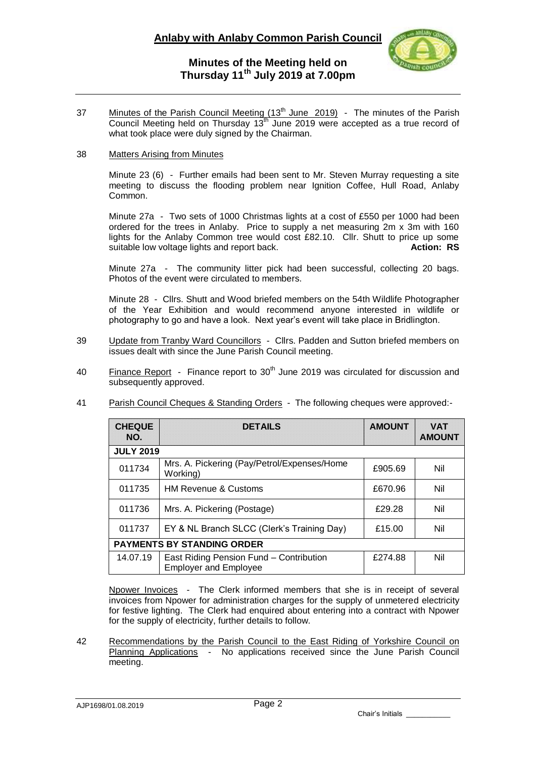**Anlaby with Anlaby Common Parish Council**

**Minutes of the Meeting held on Thursday 11th July 2019 at 7.00pm**

37 Minutes of the Parish Council Meeting (13th June 2019) - The minutes of the Parish Council Meeting held on Thursday 13th June 2019 were accepted as a true record of what took place were duly signed by the Chairman.

38 Matters Arising from Minutes

Minute 23 (6) - Further emails had been sent to Mr. Steven Murray requesting a site meeting to discuss the flooding problem near Ignition Coffee, Hull Road, Anlaby Common.

Minute 27a - Two sets of 1000 Christmas lights at a cost of £550 per 1000 had been ordered for the trees in Anlaby. Price to supply a net measuring 2m x 3m with 160 lights for the Anlaby Common tree would cost £82.10. Cllr. Shutt to price up some suitable low voltage lights and report back. **Action: RS**

Minute 27a - The community litter pick had been successful, collecting 20 bags. Photos of the event were circulated to members.

Minute 28 - Cllrs. Shutt and Wood briefed members on the 54th Wildlife Photographer of the Year Exhibition and would recommend anyone interested in wildlife or photography to go and have a look. Next year's event will take place in Bridlington.

39 Update from Tranby Ward Councillors - Cllrs. Padden and Sutton briefed members on issues dealt with since the June Parish Council meeting.

40 Finance Report - Finance report to 30th June 2019 was circulated for discussion and subsequently approved.

41 Parish Council Cheques & Standing Orders - The following cheques were approved:-

| CHEQUE NO. | DETAILS | AMOUNT | VAT AMOUNT |
|---|---|---|---|
| **JULY 2019** | | | |
| 011734 | Mrs. A. Pickering (Pay/Petrol/Expenses/Home Working) | £905.69 | Nil |
| 011735 | HM Revenue & Customs | £670.96 | Nil |
| 011736 | Mrs. A. Pickering (Postage) | £29.28 | Nil |
| 011737 | EY & NL Branch SLCC (Clerk's Training Day) | £15.00 | Nil |
| **PAYMENTS BY STANDING ORDER** | | | |
| 14.07.19 | East Riding Pension Fund – Contribution Employer and Employee | £274.88 | Nil |

Npower Invoices - The Clerk informed members that she is in receipt of several invoices from Npower for administration charges for the supply of unmetered electricity for festive lighting. The Clerk had enquired about entering into a contract with Npower for the supply of electricity, further details to follow.

42 Recommendations by the Parish Council to the East Riding of Yorkshire Council on Planning Applications - No applications received since the June Parish Council meeting.

AJP1698/01.08.2019

Chair's Initials ___________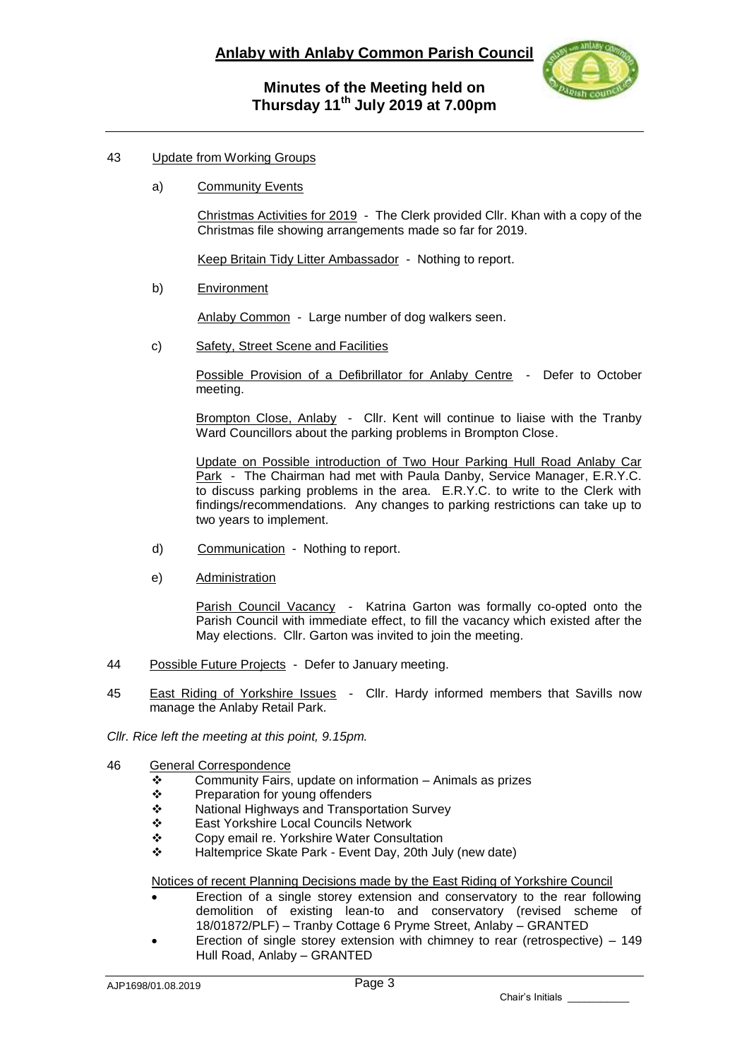43 Update from Working Groups

a) Community Events

Christmas Activities for 2019 - The Clerk provided Cllr. Khan with a copy of the Christmas file showing arrangements made so far for 2019.

Keep Britain Tidy Litter Ambassador - Nothing to report.

b) Environment

Anlaby Common - Large number of dog walkers seen.

c) Safety, Street Scene and Facilities

Possible Provision of a Defibrillator for Anlaby Centre - Defer to October meeting.

Brompton Close, Anlaby - Cllr. Kent will continue to liaise with the Tranby Ward Councillors about the parking problems in Brompton Close.

Update on Possible introduction of Two Hour Parking Hull Road Anlaby Car Park - The Chairman had met with Paula Danby, Service Manager, E.R.Y.C. to discuss parking problems in the area. E.R.Y.C. to write to the Clerk with findings/recommendations. Any changes to parking restrictions can take up to two years to implement.

d) Communication - Nothing to report.

e) Administration

Parish Council Vacancy - Katrina Garton was formally co-opted onto the Parish Council with immediate effect, to fill the vacancy which existed after the May elections. Cllr. Garton was invited to join the meeting.

44 Possible Future Projects - Defer to January meeting.

45 East Riding of Yorkshire Issues - Cllr. Hardy informed members that Savills now manage the Anlaby Retail Park.

*Cllr. Rice left the meeting at this point, 9.15pm.*

46 General Correspondence

- Community Fairs, update on information – Animals as prizes
- Preparation for young offenders
- National Highways and Transportation Survey
- East Yorkshire Local Councils Network
- Copy email re. Yorkshire Water Consultation
- Haltemprice Skate Park - Event Day, 20th July (new date)

Notices of recent Planning Decisions made by the East Riding of Yorkshire Council

- Erection of a single storey extension and conservatory to the rear following demolition of existing lean-to and conservatory (revised scheme of 18/01872/PLF) – Tranby Cottage 6 Pryme Street, Anlaby – GRANTED
- Erection of single storey extension with chimney to rear (retrospective) – 149 Hull Road, Anlaby – GRANTED

AJP1698/01.08.2019

Chair's Initials ___________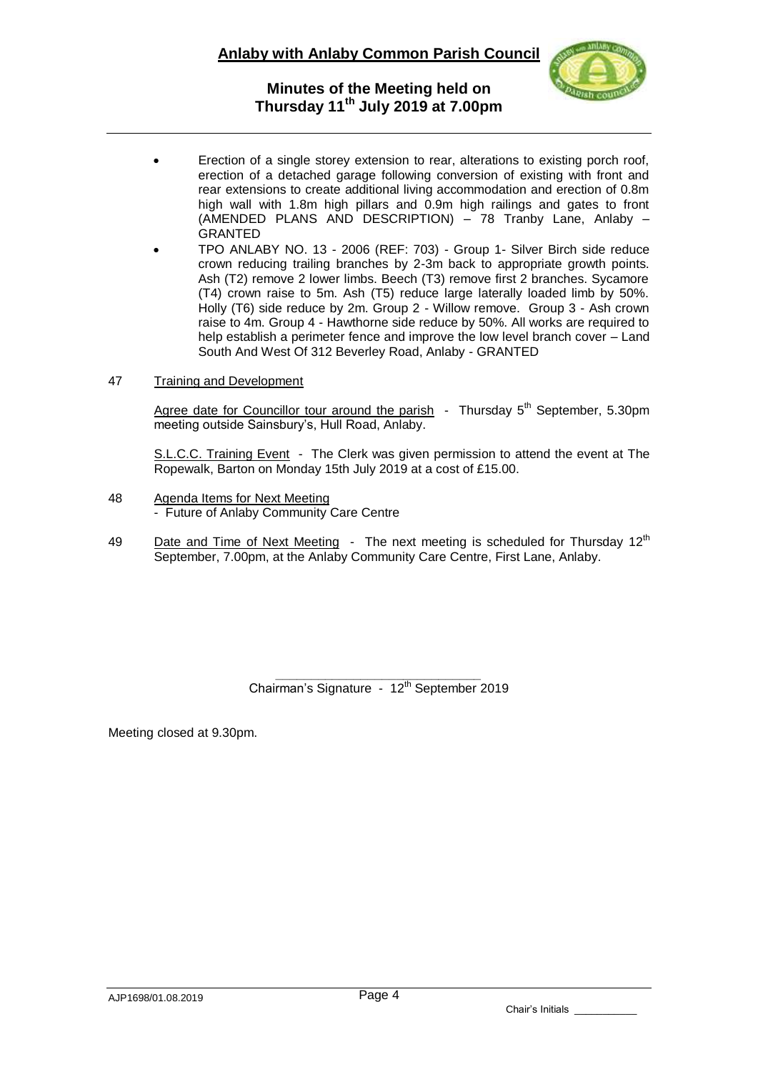- Erection of a single storey extension to rear, alterations to existing porch roof, erection of a detached garage following conversion of existing with front and rear extensions to create additional living accommodation and erection of 0.8m high wall with 1.8m high pillars and 0.9m high railings and gates to front (AMENDED PLANS AND DESCRIPTION) – 78 Tranby Lane, Anlaby – GRANTED
- TPO ANLABY NO. 13 - 2006 (REF: 703) - Group 1- Silver Birch side reduce crown reducing trailing branches by 2-3m back to appropriate growth points. Ash (T2) remove 2 lower limbs. Beech (T3) remove first 2 branches. Sycamore (T4) crown raise to 5m. Ash (T5) reduce large laterally loaded limb by 50%. Holly (T6) side reduce by 2m. Group 2 - Willow remove. Group 3 - Ash crown raise to 4m. Group 4 - Hawthorne side reduce by 50%. All works are required to help establish a perimeter fence and improve the low level branch cover – Land South And West Of 312 Beverley Road, Anlaby - GRANTED

47 Training and Development

Agree date for Councillor tour around the parish - Thursday 5th September, 5.30pm meeting outside Sainsbury's, Hull Road, Anlaby.

S.L.C.C. Training Event - The Clerk was given permission to attend the event at The Ropewalk, Barton on Monday 15th July 2019 at a cost of £15.00.

48 Agenda Items for Next Meeting
- Future of Anlaby Community Care Centre

49 Date and Time of Next Meeting - The next meeting is scheduled for Thursday 12th September, 7.00pm, at the Anlaby Community Care Centre, First Lane, Anlaby.

\_\_\_\_\_\_\_\_\_\_\_\_\_\_\_\_\_\_\_\_\_\_\_\_\_\_\_\_\_\_

Chairman's Signature - 12th September 2019

Meeting closed at 9.30pm.